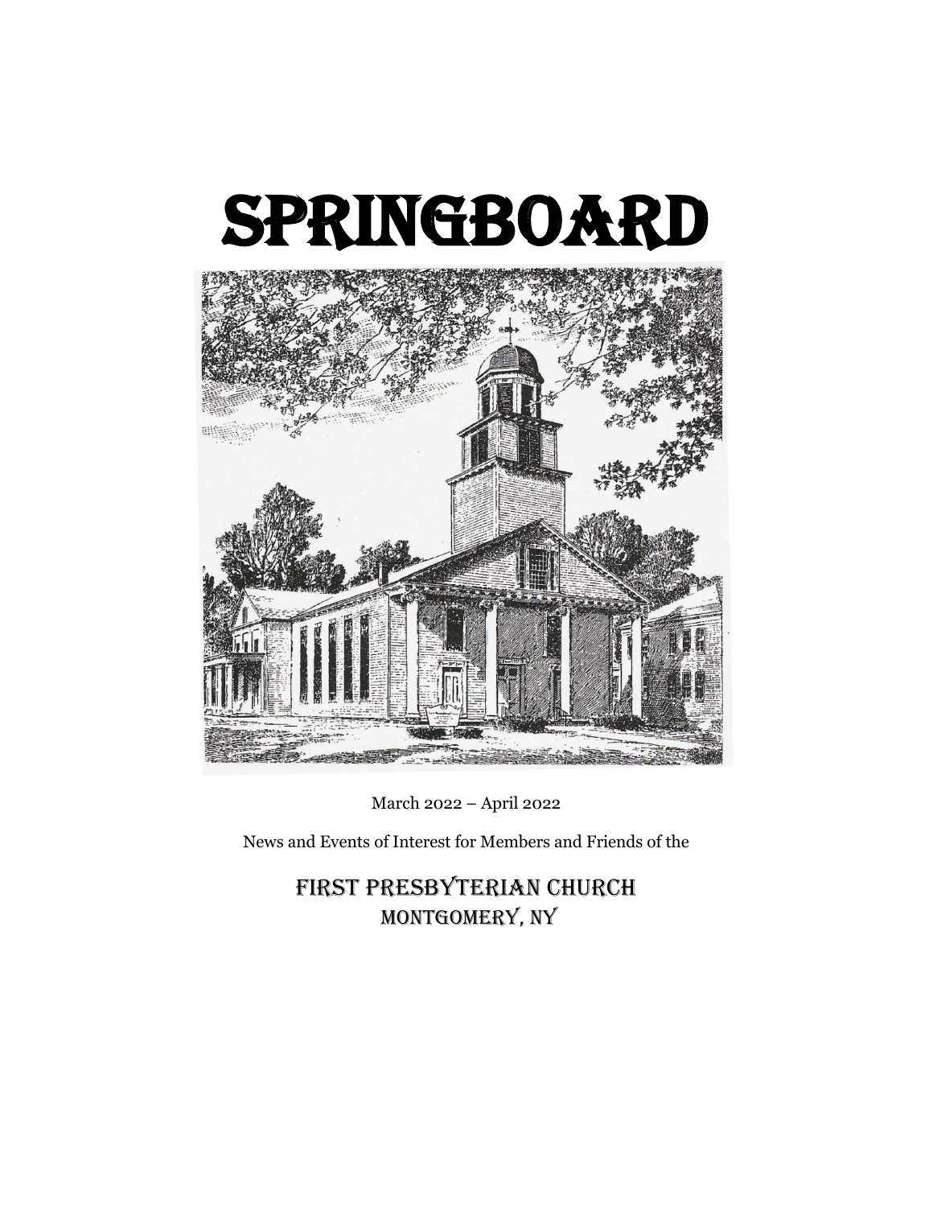# SPRINGBOARD

March 2022 – April 2022

News and Events of Interest for Members and Friends of the

## FIRST PRESBYTERIAN CHURCH
## MONTGOMERY, NY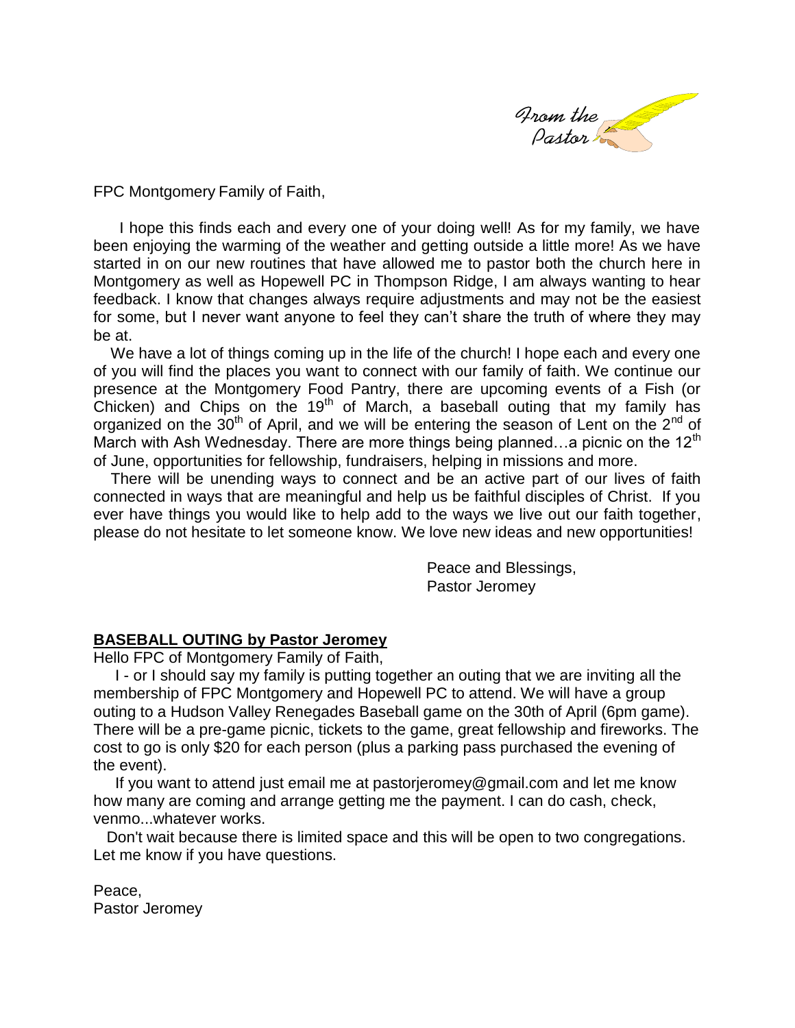# From the Pastor

FPC Montgomery Family of Faith,

I hope this finds each and every one of your doing well! As for my family, we have been enjoying the warming of the weather and getting outside a little more! As we have started in on our new routines that have allowed me to pastor both the church here in Montgomery as well as Hopewell PC in Thompson Ridge, I am always wanting to hear feedback. I know that changes always require adjustments and may not be the easiest for some, but I never want anyone to feel they can't share the truth of where they may be at.

We have a lot of things coming up in the life of the church! I hope each and every one of you will find the places you want to connect with our family of faith. We continue our presence at the Montgomery Food Pantry, there are upcoming events of a Fish (or Chicken) and Chips on the 19th of March, a baseball outing that my family has organized on the 30th of April, and we will be entering the season of Lent on the 2nd of March with Ash Wednesday. There are more things being planned…a picnic on the 12th of June, opportunities for fellowship, fundraisers, helping in missions and more.

There will be unending ways to connect and be an active part of our lives of faith connected in ways that are meaningful and help us be faithful disciples of Christ. If you ever have things you would like to help add to the ways we live out our faith together, please do not hesitate to let someone know. We love new ideas and new opportunities!

Peace and Blessings,
Pastor Jeromey

**BASEBALL OUTING by Pastor Jeromey**

Hello FPC of Montgomery Family of Faith,

I - or I should say my family is putting together an outing that we are inviting all the membership of FPC Montgomery and Hopewell PC to attend. We will have a group outing to a Hudson Valley Renegades Baseball game on the 30th of April (6pm game). There will be a pre-game picnic, tickets to the game, great fellowship and fireworks. The cost to go is only $20 for each person (plus a parking pass purchased the evening of the event).

If you want to attend just email me at pastorjeromey@gmail.com and let me know how many are coming and arrange getting me the payment. I can do cash, check, venmo...whatever works.

Don't wait because there is limited space and this will be open to two congregations. Let me know if you have questions.

Peace,
Pastor Jeromey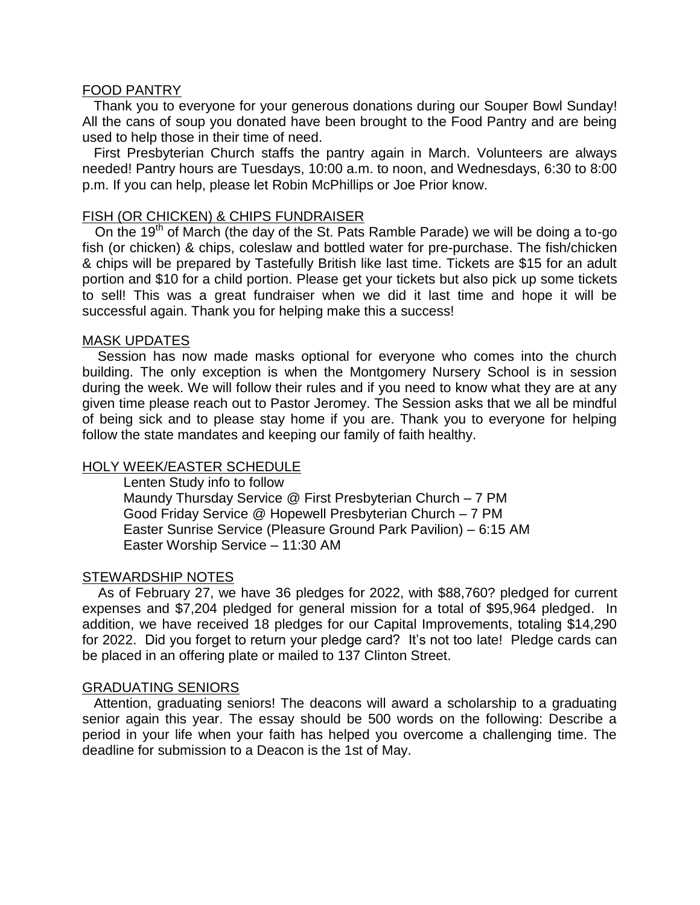## FOOD PANTRY

Thank you to everyone for your generous donations during our Souper Bowl Sunday! All the cans of soup you donated have been brought to the Food Pantry and are being used to help those in their time of need.

First Presbyterian Church staffs the pantry again in March. Volunteers are always needed! Pantry hours are Tuesdays, 10:00 a.m. to noon, and Wednesdays, 6:30 to 8:00 p.m. If you can help, please let Robin McPhillips or Joe Prior know.

## FISH (OR CHICKEN) & CHIPS FUNDRAISER

On the 19th of March (the day of the St. Pats Ramble Parade) we will be doing a to-go fish (or chicken) & chips, coleslaw and bottled water for pre-purchase. The fish/chicken & chips will be prepared by Tastefully British like last time. Tickets are $15 for an adult portion and $10 for a child portion. Please get your tickets but also pick up some tickets to sell! This was a great fundraiser when we did it last time and hope it will be successful again. Thank you for helping make this a success!

## MASK UPDATES

Session has now made masks optional for everyone who comes into the church building. The only exception is when the Montgomery Nursery School is in session during the week. We will follow their rules and if you need to know what they are at any given time please reach out to Pastor Jeromey. The Session asks that we all be mindful of being sick and to please stay home if you are. Thank you to everyone for helping follow the state mandates and keeping our family of faith healthy.

## HOLY WEEK/EASTER SCHEDULE

Lenten Study info to follow
Maundy Thursday Service @ First Presbyterian Church – 7 PM
Good Friday Service @ Hopewell Presbyterian Church – 7 PM
Easter Sunrise Service (Pleasure Ground Park Pavilion) – 6:15 AM
Easter Worship Service – 11:30 AM

## STEWARDSHIP NOTES

As of February 27, we have 36 pledges for 2022, with $88,760? pledged for current expenses and $7,204 pledged for general mission for a total of $95,964 pledged. In addition, we have received 18 pledges for our Capital Improvements, totaling $14,290 for 2022. Did you forget to return your pledge card? It's not too late! Pledge cards can be placed in an offering plate or mailed to 137 Clinton Street.

## GRADUATING SENIORS

Attention, graduating seniors! The deacons will award a scholarship to a graduating senior again this year. The essay should be 500 words on the following: Describe a period in your life when your faith has helped you overcome a challenging time. The deadline for submission to a Deacon is the 1st of May.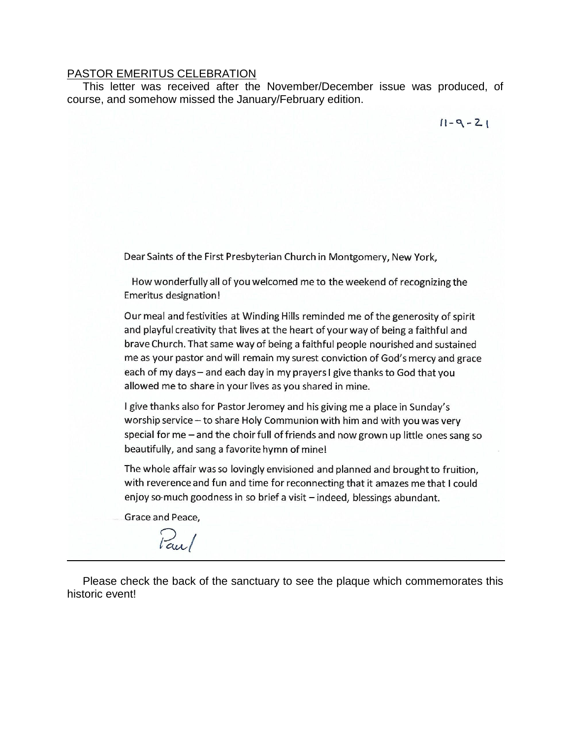<u>PASTOR EMERITUS CELEBRATION</u>

This letter was received after the November/December issue was produced, of course, and somehow missed the January/February edition.

11-9-21

Dear Saints of the First Presbyterian Church in Montgomery, New York,

How wonderfully all of you welcomed me to the weekend of recognizing the Emeritus designation!

Our meal and festivities at Winding Hills reminded me of the generosity of spirit and playful creativity that lives at the heart of your way of being a faithful and brave Church. That same way of being a faithful people nourished and sustained me as your pastor and will remain my surest conviction of God's mercy and grace each of my days – and each day in my prayers I give thanks to God that you allowed me to share in your lives as you shared in mine.

I give thanks also for Pastor Jeromey and his giving me a place in Sunday's worship service – to share Holy Communion with him and with you was very special for me – and the choir full of friends and now grown up little ones sang so beautifully, and sang a favorite hymn of mine!

The whole affair was so lovingly envisioned and planned and brought to fruition, with reverence and fun and time for reconnecting that it amazes me that I could enjoy so much goodness in so brief a visit – indeed, blessings abundant.

Grace and Peace,

Paul

---

Please check the back of the sanctuary to see the plaque which commemorates this historic event!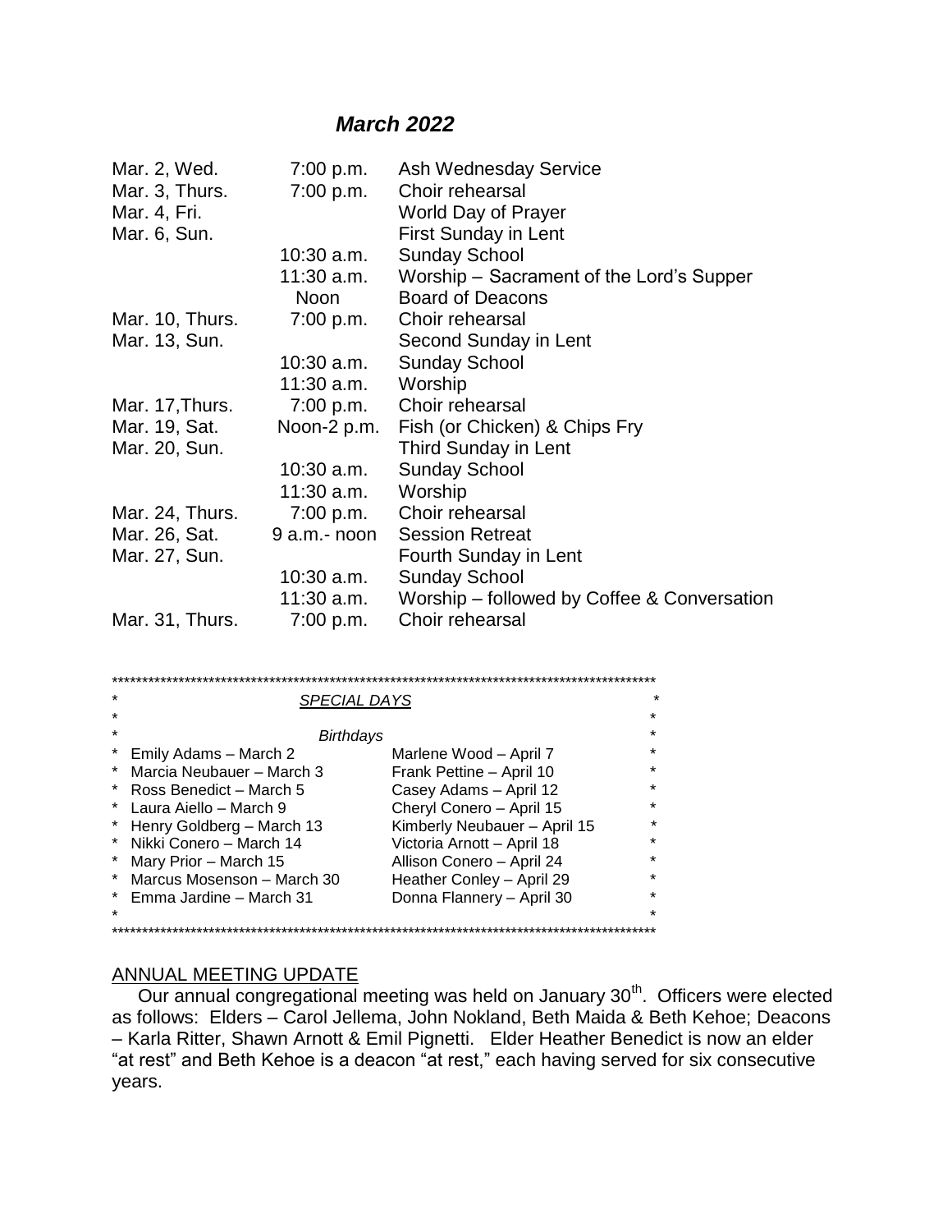## *March 2022*

| | | |
|---|---|---|
| Mar. 2, Wed. | 7:00 p.m. | Ash Wednesday Service |
| Mar. 3, Thurs. | 7:00 p.m. | Choir rehearsal |
| Mar. 4, Fri. | | World Day of Prayer |
| Mar. 6, Sun. | | First Sunday in Lent |
| | 10:30 a.m. | Sunday School |
| | 11:30 a.m. | Worship – Sacrament of the Lord's Supper |
| | Noon | Board of Deacons |
| Mar. 10, Thurs. | 7:00 p.m. | Choir rehearsal |
| Mar. 13, Sun. | | Second Sunday in Lent |
| | 10:30 a.m. | Sunday School |
| | 11:30 a.m. | Worship |
| Mar. 17,Thurs. | 7:00 p.m. | Choir rehearsal |
| Mar. 19, Sat. | Noon-2 p.m. | Fish (or Chicken) & Chips Fry |
| Mar. 20, Sun. | | Third Sunday in Lent |
| | 10:30 a.m. | Sunday School |
| | 11:30 a.m. | Worship |
| Mar. 24, Thurs. | 7:00 p.m. | Choir rehearsal |
| Mar. 26, Sat. | 9 a.m.- noon | Session Retreat |
| Mar. 27, Sun. | | Fourth Sunday in Lent |
| | 10:30 a.m. | Sunday School |
| | 11:30 a.m. | Worship – followed by Coffee & Conversation |
| Mar. 31, Thurs. | 7:00 p.m. | Choir rehearsal |

### SPECIAL DAYS

*Birthdays*

| | |
|---|---|
| Emily Adams – March 2 | Marlene Wood – April 7 |
| Marcia Neubauer – March 3 | Frank Pettine – April 10 |
| Ross Benedict – March 5 | Casey Adams – April 12 |
| Laura Aiello – March 9 | Cheryl Conero – April 15 |
| Henry Goldberg – March 13 | Kimberly Neubauer – April 15 |
| Nikki Conero – March 14 | Victoria Arnott – April 18 |
| Mary Prior – March 15 | Allison Conero – April 24 |
| Marcus Mosenson – March 30 | Heather Conley – April 29 |
| Emma Jardine – March 31 | Donna Flannery – April 30 |

### ANNUAL MEETING UPDATE

Our annual congregational meeting was held on January 30th. Officers were elected as follows: Elders – Carol Jellema, John Nokland, Beth Maida & Beth Kehoe; Deacons – Karla Ritter, Shawn Arnott & Emil Pignetti. Elder Heather Benedict is now an elder "at rest" and Beth Kehoe is a deacon "at rest," each having served for six consecutive years.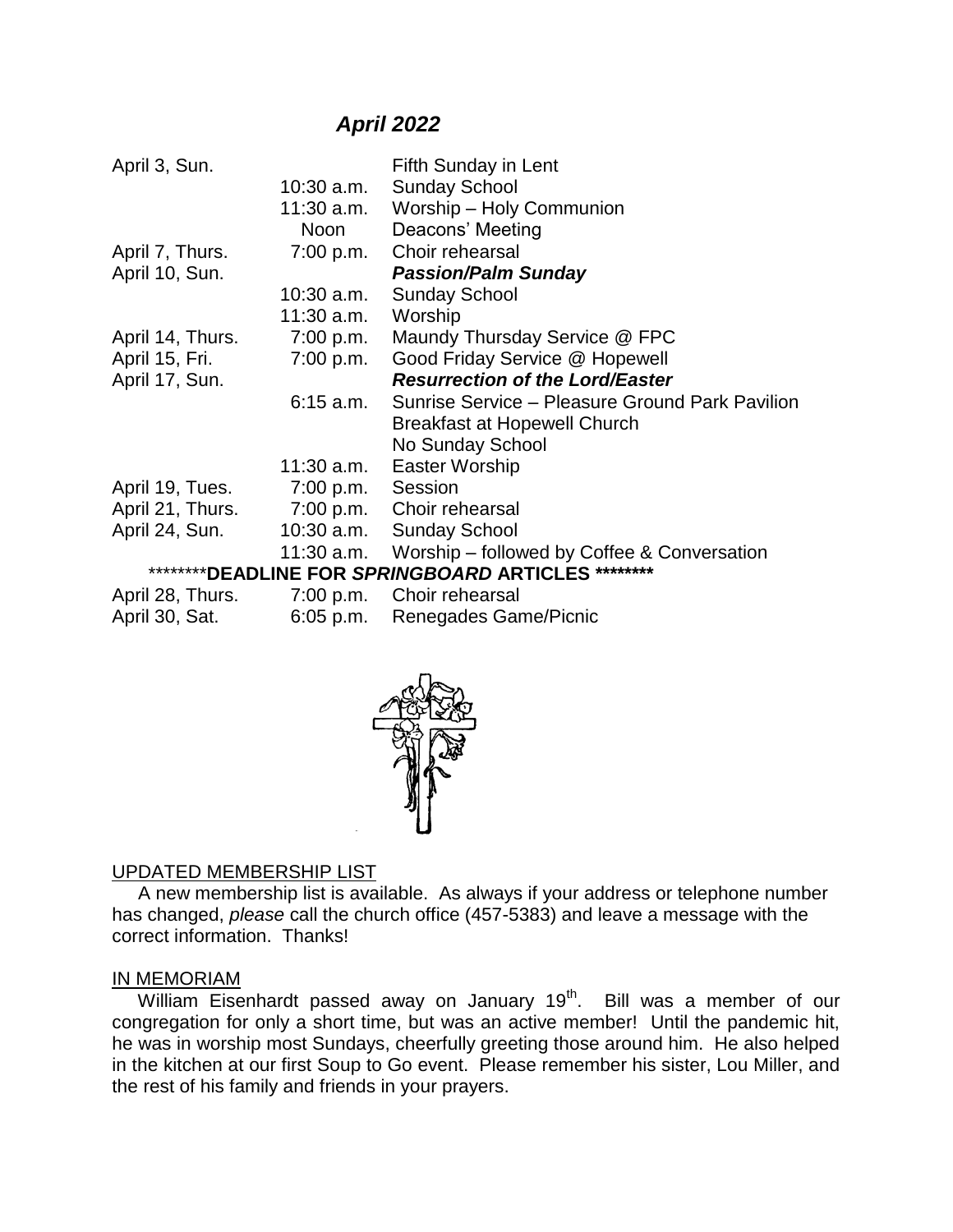## *April 2022*

| | | |
|---|---|---|
| April 3, Sun. | | Fifth Sunday in Lent |
| | 10:30 a.m. | Sunday School |
| | 11:30 a.m. | Worship – Holy Communion |
| | Noon | Deacons' Meeting |
| April 7, Thurs. | 7:00 p.m. | Choir rehearsal |
| April 10, Sun. | | ***Passion/Palm Sunday*** |
| | 10:30 a.m. | Sunday School |
| | 11:30 a.m. | Worship |
| April 14, Thurs. | 7:00 p.m. | Maundy Thursday Service @ FPC |
| April 15, Fri. | 7:00 p.m. | Good Friday Service @ Hopewell |
| April 17, Sun. | | ***Resurrection of the Lord/Easter*** |
| | 6:15 a.m. | Sunrise Service – Pleasure Ground Park Pavilion |
| | | Breakfast at Hopewell Church |
| | | No Sunday School |
| | 11:30 a.m. | Easter Worship |
| April 19, Tues. | 7:00 p.m. | Session |
| April 21, Thurs. | 7:00 p.m. | Choir rehearsal |
| April 24, Sun. | 10:30 a.m. | Sunday School |
| | 11:30 a.m. | Worship – followed by Coffee & Conversation |

**********DEADLINE FOR *SPRINGBOARD* ARTICLES** ********

| | | |
|---|---|---|
| April 28, Thurs. | 7:00 p.m. | Choir rehearsal |
| April 30, Sat. | 6:05 p.m. | Renegades Game/Picnic |

UPDATED MEMBERSHIP LIST

A new membership list is available. As always if your address or telephone number has changed, *please* call the church office (457-5383) and leave a message with the correct information. Thanks!

IN MEMORIAM

William Eisenhardt passed away on January 19th. Bill was a member of our congregation for only a short time, but was an active member! Until the pandemic hit, he was in worship most Sundays, cheerfully greeting those around him. He also helped in the kitchen at our first Soup to Go event. Please remember his sister, Lou Miller, and the rest of his family and friends in your prayers.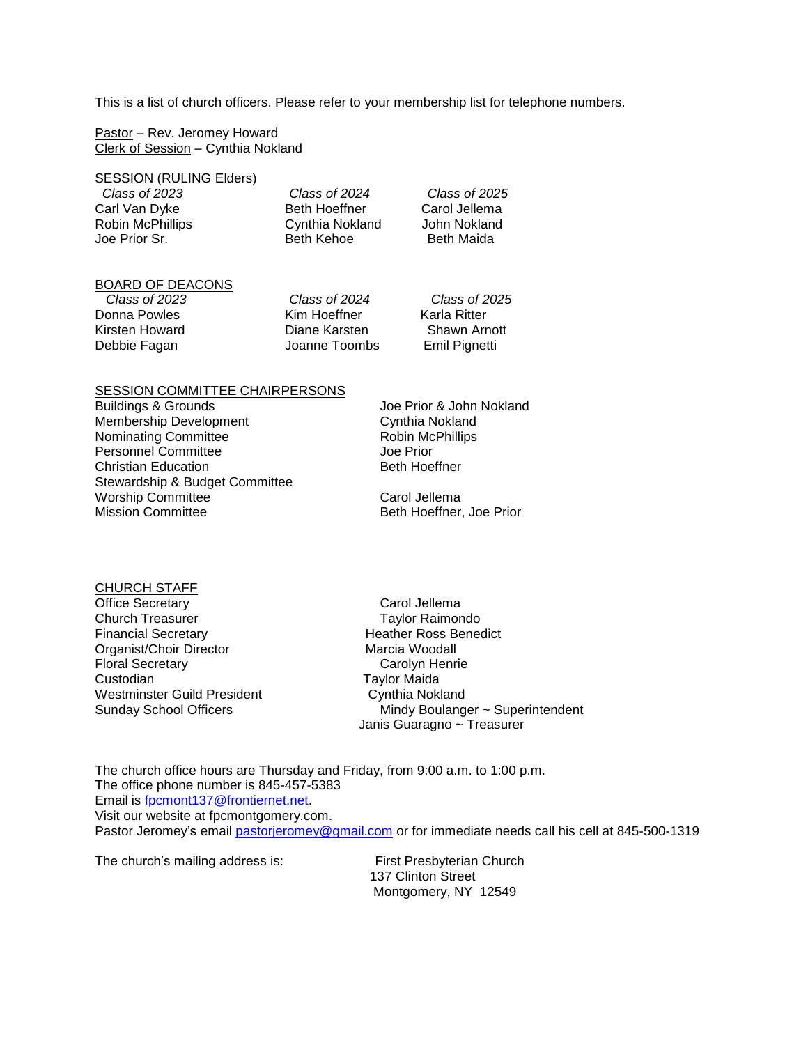This is a list of church officers. Please refer to your membership list for telephone numbers.

Pastor – Rev. Jeromey Howard
Clerk of Session – Cynthia Nokland

SESSION (RULING Elders)

| *Class of 2023* | *Class of 2024* | *Class of 2025* |
|---|---|---|
| Carl Van Dyke | Beth Hoeffner | Carol Jellema |
| Robin McPhillips | Cynthia Nokland | John Nokland |
| Joe Prior Sr. | Beth Kehoe | Beth Maida |

BOARD OF DEACONS

| *Class of 2023* | *Class of 2024* | *Class of 2025* |
|---|---|---|
| Donna Powles | Kim Hoeffner | Karla Ritter |
| Kirsten Howard | Diane Karsten | Shawn Arnott |
| Debbie Fagan | Joanne Toombs | Emil Pignetti |

SESSION COMMITTEE CHAIRPERSONS

| | |
|---|---|
| Buildings & Grounds | Joe Prior & John Nokland |
| Membership Development | Cynthia Nokland |
| Nominating Committee | Robin McPhillips |
| Personnel Committee | Joe Prior |
| Christian Education | Beth Hoeffner |
| Stewardship & Budget Committee | |
| Worship Committee | Carol Jellema |
| Mission Committee | Beth Hoeffner, Joe Prior |

CHURCH STAFF

| | |
|---|---|
| Office Secretary | Carol Jellema |
| Church Treasurer | Taylor Raimondo |
| Financial Secretary | Heather Ross Benedict |
| Organist/Choir Director | Marcia Woodall |
| Floral Secretary | Carolyn Henrie |
| Custodian | Taylor Maida |
| Westminster Guild President | Cynthia Nokland |
| Sunday School Officers | Mindy Boulanger ~ Superintendent |
| | Janis Guaragno ~ Treasurer |

The church office hours are Thursday and Friday, from 9:00 a.m. to 1:00 p.m.
The office phone number is 845-457-5383
Email is fpcmont137@frontiernet.net.
Visit our website at fpcmontgomery.com.
Pastor Jeromey's email pastorjeromey@gmail.com or for immediate needs call his cell at 845-500-1319

The church's mailing address is:

First Presbyterian Church
137 Clinton Street
Montgomery, NY 12549